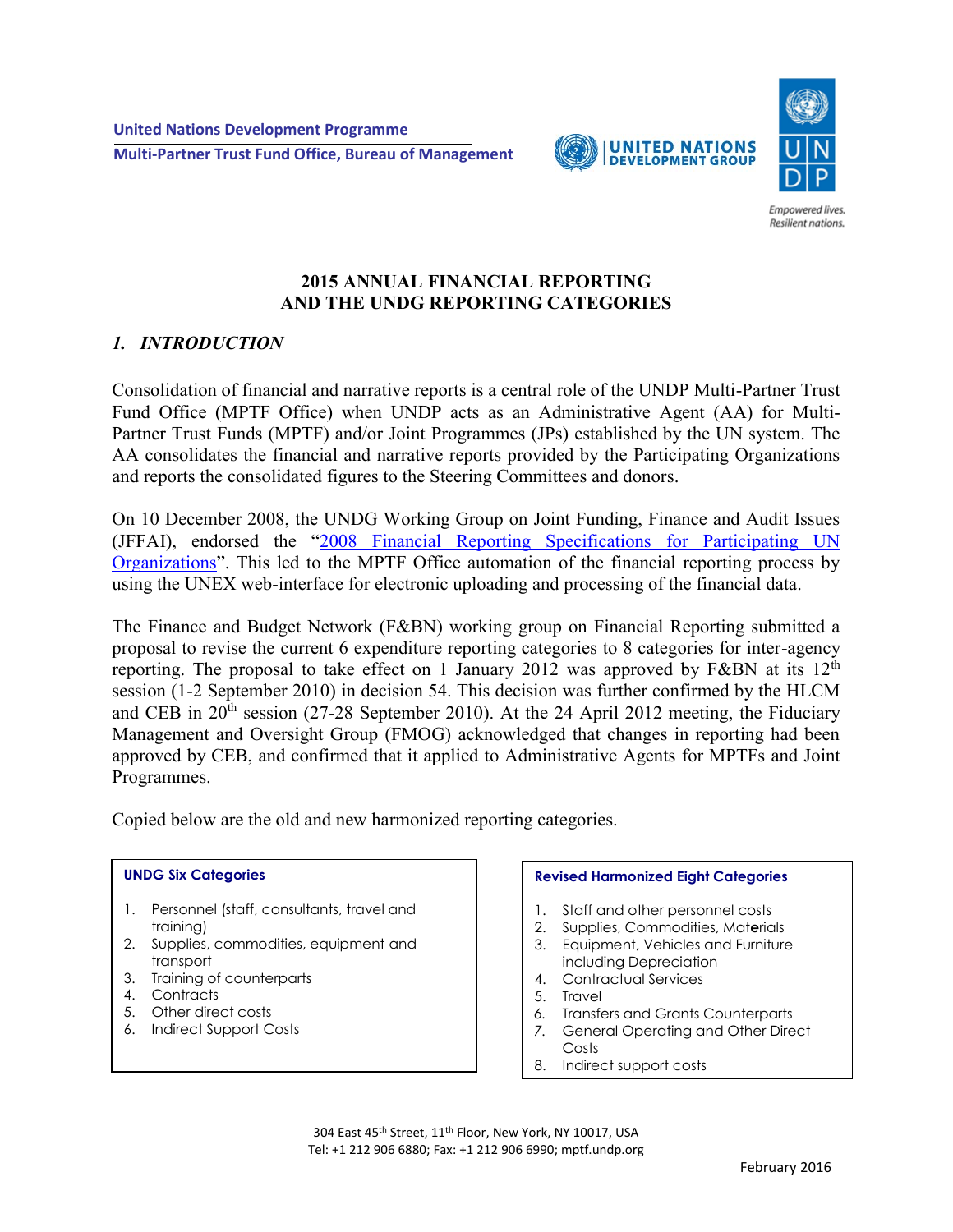United Nations Development Programme

Multi-Partner Trust Fund Office, Bureau of Management

UNITED NATIONS DEVELOPMENT GROUP

UNDP

Empowered lives. Resilient nations.

# 2015 ANNUAL FINANCIAL REPORTING AND THE UNDG REPORTING CATEGORIES

## *1. INTRODUCTION*

Consolidation of financial and narrative reports is a central role of the UNDP Multi-Partner Trust Fund Office (MPTF Office) when UNDP acts as an Administrative Agent (AA) for Multi-Partner Trust Funds (MPTF) and/or Joint Programmes (JPs) established by the UN system. The AA consolidates the financial and narrative reports provided by the Participating Organizations and reports the consolidated figures to the Steering Committees and donors.

On 10 December 2008, the UNDG Working Group on Joint Funding, Finance and Audit Issues (JFFAI), endorsed the "2008 Financial Reporting Specifications for Participating UN Organizations". This led to the MPTF Office automation of the financial reporting process by using the UNEX web-interface for electronic uploading and processing of the financial data.

The Finance and Budget Network (F&BN) working group on Financial Reporting submitted a proposal to revise the current 6 expenditure reporting categories to 8 categories for inter-agency reporting. The proposal to take effect on 1 January 2012 was approved by F&BN at its 12th session (1-2 September 2010) in decision 54. This decision was further confirmed by the HLCM and CEB in 20th session (27-28 September 2010). At the 24 April 2012 meeting, the Fiduciary Management and Oversight Group (FMOG) acknowledged that changes in reporting had been approved by CEB, and confirmed that it applied to Administrative Agents for MPTFs and Joint Programmes.

Copied below are the old and new harmonized reporting categories.

**UNDG Six Categories**

1. Personnel (staff, consultants, travel and training)
2. Supplies, commodities, equipment and transport
3. Training of counterparts
4. Contracts
5. Other direct costs
6. Indirect Support Costs

**Revised Harmonized Eight Categories**

1. Staff and other personnel costs
2. Supplies, Commodities, Materials
3. Equipment, Vehicles and Furniture including Depreciation
4. Contractual Services
5. Travel
6. Transfers and Grants Counterparts
7. General Operating and Other Direct Costs
8. Indirect support costs

304 East 45th Street, 11th Floor, New York, NY 10017, USA
Tel: +1 212 906 6880; Fax: +1 212 906 6990; mptf.undp.org

February 2016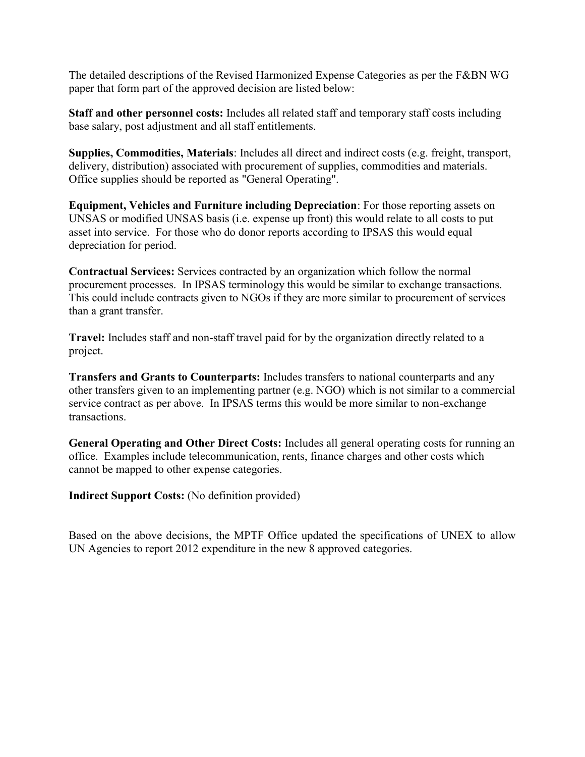The detailed descriptions of the Revised Harmonized Expense Categories as per the F&BN WG paper that form part of the approved decision are listed below:

**Staff and other personnel costs:** Includes all related staff and temporary staff costs including base salary, post adjustment and all staff entitlements.

**Supplies, Commodities, Materials**: Includes all direct and indirect costs (e.g. freight, transport, delivery, distribution) associated with procurement of supplies, commodities and materials. Office supplies should be reported as "General Operating".

**Equipment, Vehicles and Furniture including Depreciation**: For those reporting assets on UNSAS or modified UNSAS basis (i.e. expense up front) this would relate to all costs to put asset into service. For those who do donor reports according to IPSAS this would equal depreciation for period.

**Contractual Services:** Services contracted by an organization which follow the normal procurement processes. In IPSAS terminology this would be similar to exchange transactions. This could include contracts given to NGOs if they are more similar to procurement of services than a grant transfer.

**Travel:** Includes staff and non-staff travel paid for by the organization directly related to a project.

**Transfers and Grants to Counterparts:** Includes transfers to national counterparts and any other transfers given to an implementing partner (e.g. NGO) which is not similar to a commercial service contract as per above. In IPSAS terms this would be more similar to non-exchange transactions.

**General Operating and Other Direct Costs:** Includes all general operating costs for running an office. Examples include telecommunication, rents, finance charges and other costs which cannot be mapped to other expense categories.

**Indirect Support Costs:** (No definition provided)

Based on the above decisions, the MPTF Office updated the specifications of UNEX to allow UN Agencies to report 2012 expenditure in the new 8 approved categories.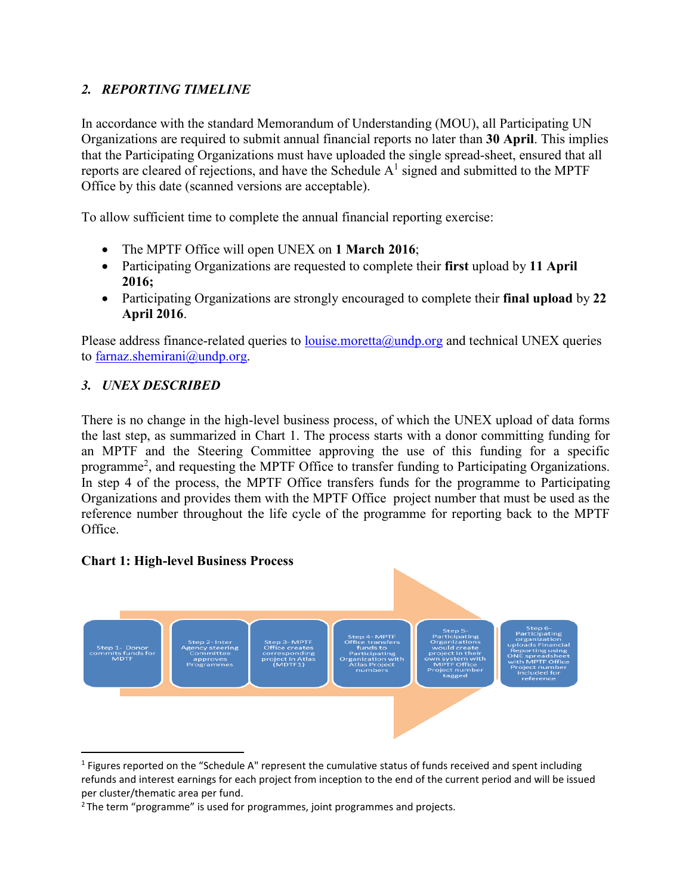## *2. REPORTING TIMELINE*

In accordance with the standard Memorandum of Understanding (MOU), all Participating UN Organizations are required to submit annual financial reports no later than **30 April**. This implies that the Participating Organizations must have uploaded the single spread-sheet, ensured that all reports are cleared of rejections, and have the Schedule A[1] signed and submitted to the MPTF Office by this date (scanned versions are acceptable).

To allow sufficient time to complete the annual financial reporting exercise:

- The MPTF Office will open UNEX on **1 March 2016**;
- Participating Organizations are requested to complete their **first** upload by **11 April 2016;**
- Participating Organizations are strongly encouraged to complete their **final upload** by **22 April 2016**.

Please address finance-related queries to louise.moretta@undp.org and technical UNEX queries to farnaz.shemirani@undp.org.

## *3. UNEX DESCRIBED*

There is no change in the high-level business process, of which the UNEX upload of data forms the last step, as summarized in Chart 1. The process starts with a donor committing funding for an MPTF and the Steering Committee approving the use of this funding for a specific programme[2], and requesting the MPTF Office to transfer funding to Participating Organizations. In step 4 of the process, the MPTF Office transfers funds for the programme to Participating Organizations and provides them with the MPTF Office project number that must be used as the reference number throughout the life cycle of the programme for reporting back to the MPTF Office.

**Chart 1: High-level Business Process**

Step 1- Donor commits funds for MDTF → Step 2- Inter Agency steering Committee approves Programmes → Step 3- MPTF Office creates corresponding project in Atlas (MDTF1) → Step 4- MPTF Office transfers funds to Participating Organization with Atlas Project numbers → Step 5- Participating Organizations would create project in their own system with MPTF Office Project number tagged → Step 6- Participating organization uploads Financial Reporting using ONE spreadsheet with MPTF Office Project number included for reference

---

[1] Figures reported on the "Schedule A" represent the cumulative status of funds received and spent including refunds and interest earnings for each project from inception to the end of the current period and will be issued per cluster/thematic area per fund.

[2] The term "programme" is used for programmes, joint programmes and projects.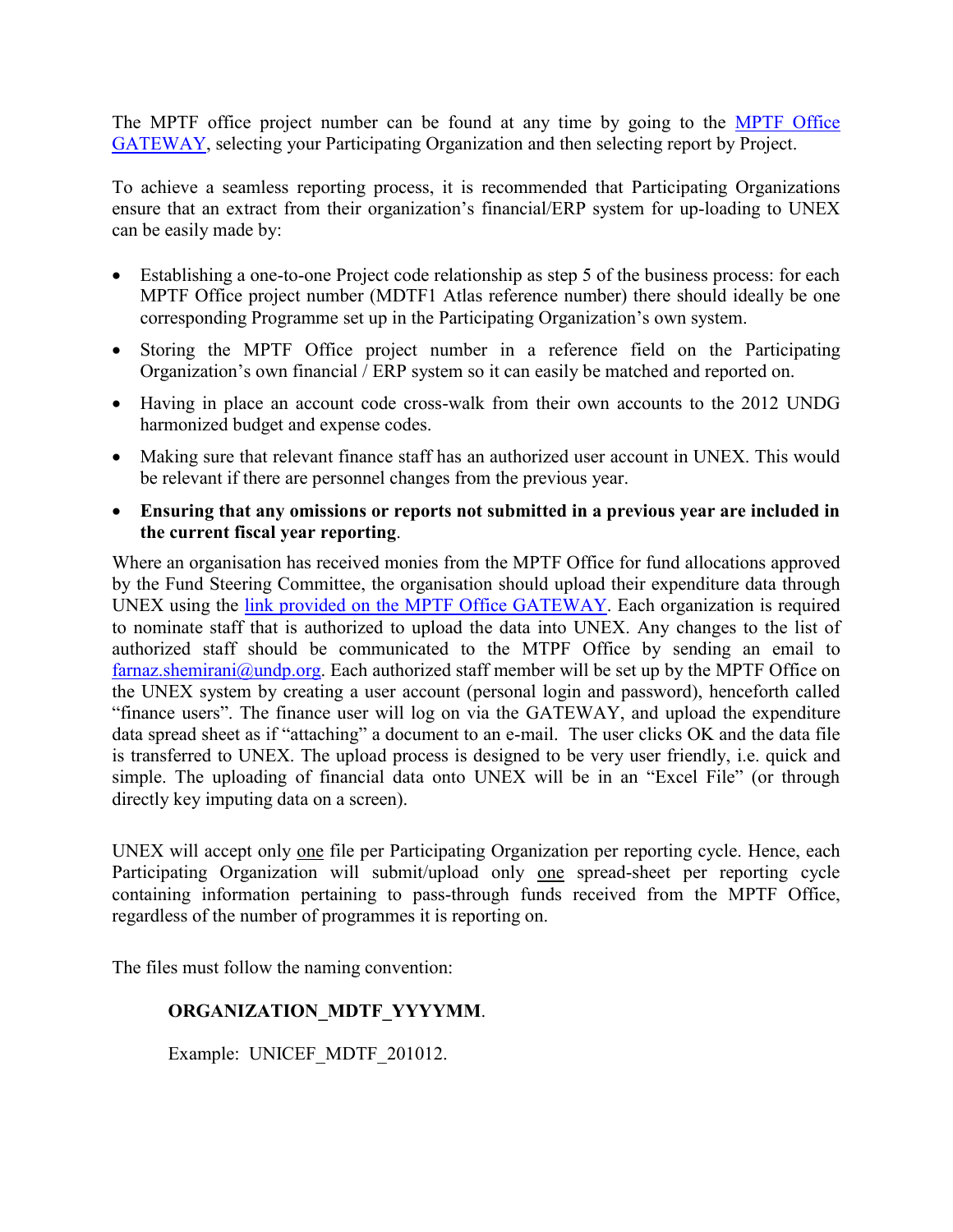The MPTF office project number can be found at any time by going to the [MPTF Office GATEWAY](), selecting your Participating Organization and then selecting report by Project.

To achieve a seamless reporting process, it is recommended that Participating Organizations ensure that an extract from their organization's financial/ERP system for up-loading to UNEX can be easily made by:

- Establishing a one-to-one Project code relationship as step 5 of the business process: for each MPTF Office project number (MDTF1 Atlas reference number) there should ideally be one corresponding Programme set up in the Participating Organization's own system.
- Storing the MPTF Office project number in a reference field on the Participating Organization's own financial / ERP system so it can easily be matched and reported on.
- Having in place an account code cross-walk from their own accounts to the 2012 UNDG harmonized budget and expense codes.
- Making sure that relevant finance staff has an authorized user account in UNEX. This would be relevant if there are personnel changes from the previous year.
- **Ensuring that any omissions or reports not submitted in a previous year are included in the current fiscal year reporting**.

Where an organisation has received monies from the MPTF Office for fund allocations approved by the Fund Steering Committee, the organisation should upload their expenditure data through UNEX using the [link provided on the MPTF Office GATEWAY](). Each organization is required to nominate staff that is authorized to upload the data into UNEX. Any changes to the list of authorized staff should be communicated to the MTPF Office by sending an email to farnaz.shemirani@undp.org. Each authorized staff member will be set up by the MPTF Office on the UNEX system by creating a user account (personal login and password), henceforth called "finance users". The finance user will log on via the GATEWAY, and upload the expenditure data spread sheet as if "attaching" a document to an e-mail. The user clicks OK and the data file is transferred to UNEX. The upload process is designed to be very user friendly, i.e. quick and simple. The uploading of financial data onto UNEX will be in an "Excel File" (or through directly key imputing data on a screen).

UNEX will accept only <u>one</u> file per Participating Organization per reporting cycle. Hence, each Participating Organization will submit/upload only <u>one</u> spread-sheet per reporting cycle containing information pertaining to pass-through funds received from the MPTF Office, regardless of the number of programmes it is reporting on.

The files must follow the naming convention:

> **ORGANIZATION_MDTF_YYYYMM**.
>
> Example: UNICEF_MDTF_201012.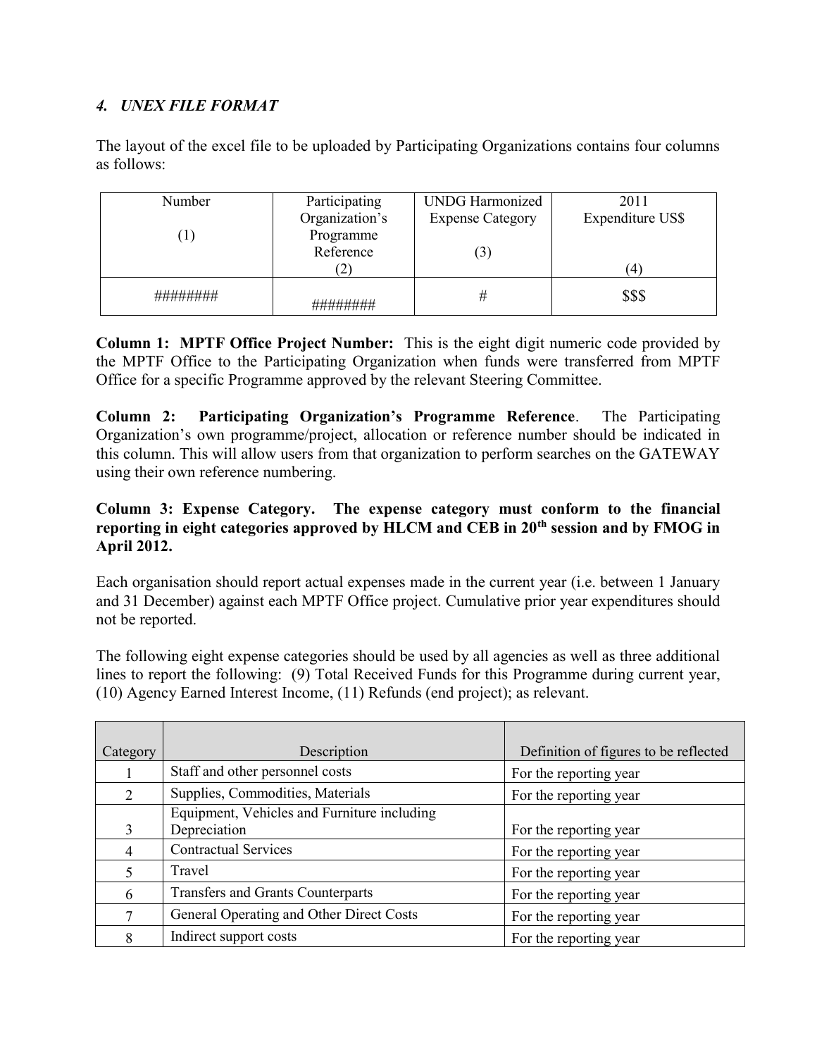### *4. UNEX FILE FORMAT*

The layout of the excel file to be uploaded by Participating Organizations contains four columns as follows:

| Number<br><br>(1) | Participating Organization's Programme Reference<br>(2) | UNDG Harmonized Expense Category<br><br>(3) | 2011 Expenditure US$<br><br>(4) |
|---|---|---|---|
| ######## | ######## | # | $$$ |

**Column 1: MPTF Office Project Number:** This is the eight digit numeric code provided by the MPTF Office to the Participating Organization when funds were transferred from MPTF Office for a specific Programme approved by the relevant Steering Committee.

**Column 2: Participating Organization's Programme Reference**. The Participating Organization's own programme/project, allocation or reference number should be indicated in this column. This will allow users from that organization to perform searches on the GATEWAY using their own reference numbering.

**Column 3: Expense Category. The expense category must conform to the financial reporting in eight categories approved by HLCM and CEB in 20th session and by FMOG in April 2012.**

Each organisation should report actual expenses made in the current year (i.e. between 1 January and 31 December) against each MPTF Office project. Cumulative prior year expenditures should not be reported.

The following eight expense categories should be used by all agencies as well as three additional lines to report the following: (9) Total Received Funds for this Programme during current year, (10) Agency Earned Interest Income, (11) Refunds (end project); as relevant.

| Category | Description | Definition of figures to be reflected |
|---|---|---|
| 1 | Staff and other personnel costs | For the reporting year |
| 2 | Supplies, Commodities, Materials | For the reporting year |
| 3 | Equipment, Vehicles and Furniture including Depreciation | For the reporting year |
| 4 | Contractual Services | For the reporting year |
| 5 | Travel | For the reporting year |
| 6 | Transfers and Grants Counterparts | For the reporting year |
| 7 | General Operating and Other Direct Costs | For the reporting year |
| 8 | Indirect support costs | For the reporting year |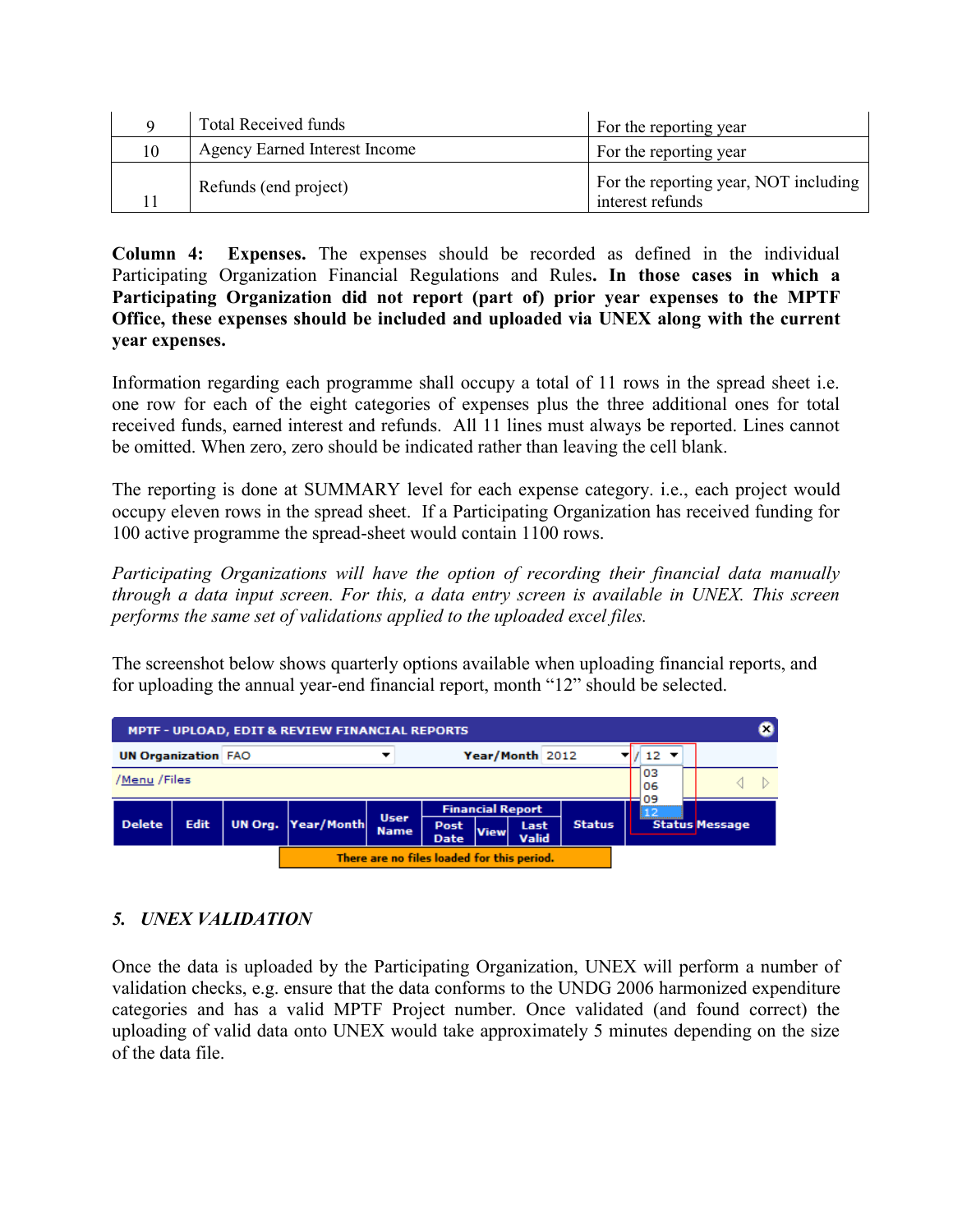| 9 | Total Received funds | For the reporting year |
|---|---|---|
| 10 | Agency Earned Interest Income | For the reporting year |
| 11 | Refunds (end project) | For the reporting year, NOT including interest refunds |

**Column 4: Expenses.** The expenses should be recorded as defined in the individual Participating Organization Financial Regulations and Rules**. In those cases in which a Participating Organization did not report (part of) prior year expenses to the MPTF Office, these expenses should be included and uploaded via UNEX along with the current year expenses.**

Information regarding each programme shall occupy a total of 11 rows in the spread sheet i.e. one row for each of the eight categories of expenses plus the three additional ones for total received funds, earned interest and refunds. All 11 lines must always be reported. Lines cannot be omitted. When zero, zero should be indicated rather than leaving the cell blank.

The reporting is done at SUMMARY level for each expense category. i.e., each project would occupy eleven rows in the spread sheet. If a Participating Organization has received funding for 100 active programme the spread-sheet would contain 1100 rows.

*Participating Organizations will have the option of recording their financial data manually through a data input screen. For this, a data entry screen is available in UNEX. This screen performs the same set of validations applied to the uploaded excel files.*

The screenshot below shows quarterly options available when uploading financial reports, and for uploading the annual year-end financial report, month "12" should be selected.

## *5. UNEX VALIDATION*

Once the data is uploaded by the Participating Organization, UNEX will perform a number of validation checks, e.g. ensure that the data conforms to the UNDG 2006 harmonized expenditure categories and has a valid MPTF Project number. Once validated (and found correct) the uploading of valid data onto UNEX would take approximately 5 minutes depending on the size of the data file.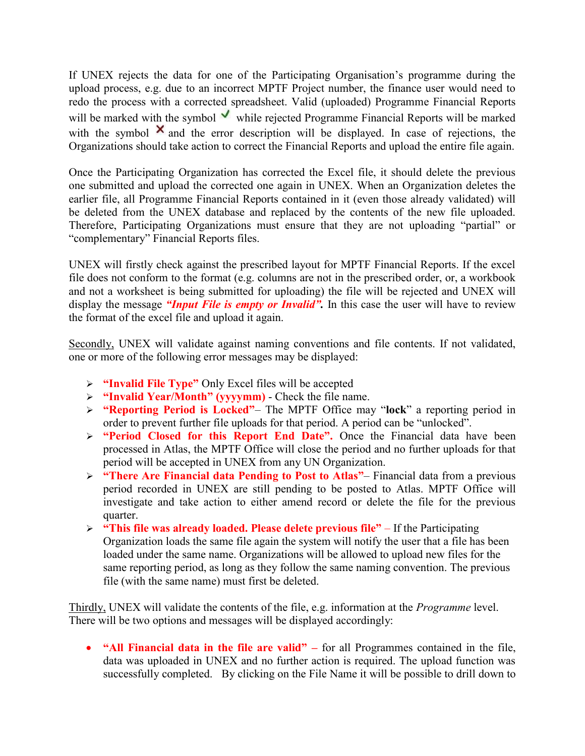If UNEX rejects the data for one of the Participating Organisation's programme during the upload process, e.g. due to an incorrect MPTF Project number, the finance user would need to redo the process with a corrected spreadsheet. Valid (uploaded) Programme Financial Reports will be marked with the symbol ✔ while rejected Programme Financial Reports will be marked with the symbol ✖ and the error description will be displayed. In case of rejections, the Organizations should take action to correct the Financial Reports and upload the entire file again.

Once the Participating Organization has corrected the Excel file, it should delete the previous one submitted and upload the corrected one again in UNEX. When an Organization deletes the earlier file, all Programme Financial Reports contained in it (even those already validated) will be deleted from the UNEX database and replaced by the contents of the new file uploaded. Therefore, Participating Organizations must ensure that they are not uploading "partial" or "complementary" Financial Reports files.

UNEX will firstly check against the prescribed layout for MPTF Financial Reports. If the excel file does not conform to the format (e.g. columns are not in the prescribed order, or, a workbook and not a worksheet is being submitted for uploading) the file will be rejected and UNEX will display the message ***"Input File is empty or Invalid".*** In this case the user will have to review the format of the excel file and upload it again.

Secondly, UNEX will validate against naming conventions and file contents. If not validated, one or more of the following error messages may be displayed:

- **"Invalid File Type"** Only Excel files will be accepted
- **"Invalid Year/Month" (yyyymm)** - Check the file name.
- **"Reporting Period is Locked"**– The MPTF Office may "**lock**" a reporting period in order to prevent further file uploads for that period. A period can be "unlocked".
- **"Period Closed for this Report End Date".** Once the Financial data have been processed in Atlas, the MPTF Office will close the period and no further uploads for that period will be accepted in UNEX from any UN Organization.
- **"There Are Financial data Pending to Post to Atlas"**– Financial data from a previous period recorded in UNEX are still pending to be posted to Atlas. MPTF Office will investigate and take action to either amend record or delete the file for the previous quarter.
- **"This file was already loaded. Please delete previous file"** – If the Participating Organization loads the same file again the system will notify the user that a file has been loaded under the same name. Organizations will be allowed to upload new files for the same reporting period, as long as they follow the same naming convention. The previous file (with the same name) must first be deleted.

Thirdly, UNEX will validate the contents of the file, e.g. information at the *Programme* level. There will be two options and messages will be displayed accordingly:

- **"All Financial data in the file are valid" –** for all Programmes contained in the file, data was uploaded in UNEX and no further action is required. The upload function was successfully completed. By clicking on the File Name it will be possible to drill down to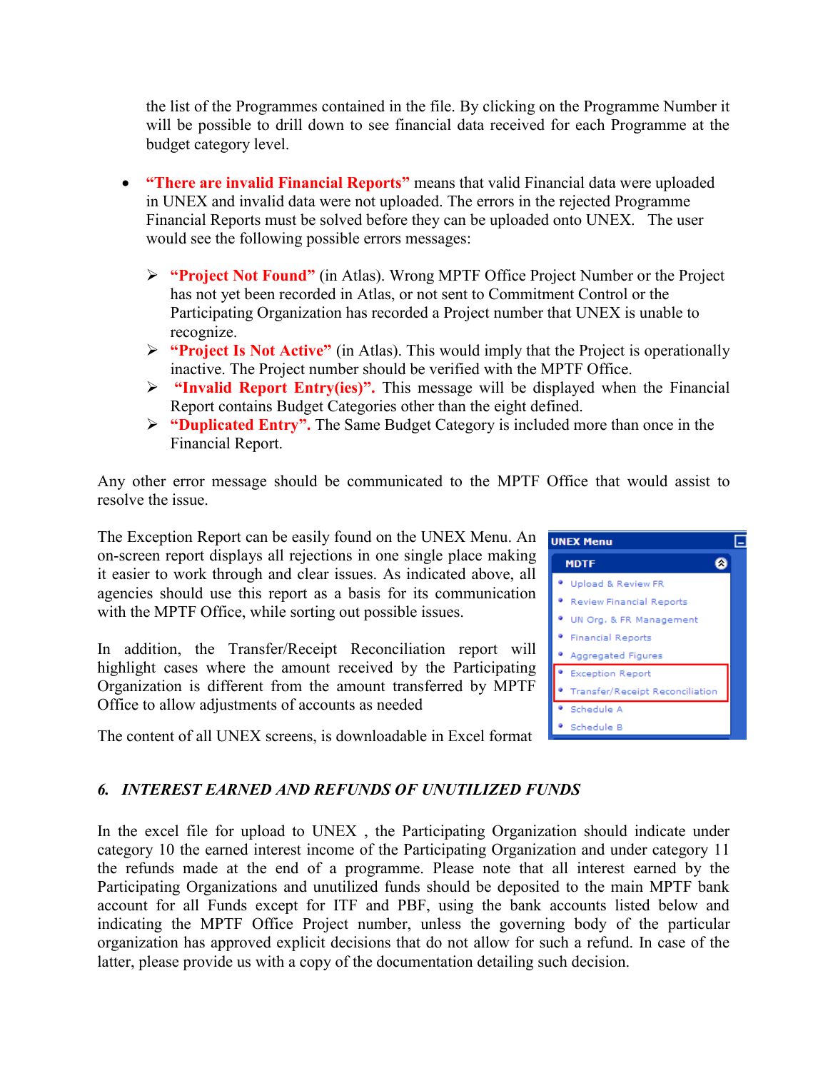the list of the Programmes contained in the file. By clicking on the Programme Number it will be possible to drill down to see financial data received for each Programme at the budget category level.

- **"There are invalid Financial Reports"** means that valid Financial data were uploaded in UNEX and invalid data were not uploaded. The errors in the rejected Programme Financial Reports must be solved before they can be uploaded onto UNEX. The user would see the following possible errors messages:
  - **"Project Not Found"** (in Atlas). Wrong MPTF Office Project Number or the Project has not yet been recorded in Atlas, or not sent to Commitment Control or the Participating Organization has recorded a Project number that UNEX is unable to recognize.
  - **"Project Is Not Active"** (in Atlas). This would imply that the Project is operationally inactive. The Project number should be verified with the MPTF Office.
  - **"Invalid Report Entry(ies)".** This message will be displayed when the Financial Report contains Budget Categories other than the eight defined.
  - **"Duplicated Entry".** The Same Budget Category is included more than once in the Financial Report.

Any other error message should be communicated to the MPTF Office that would assist to resolve the issue.

The Exception Report can be easily found on the UNEX Menu. An on-screen report displays all rejections in one single place making it easier to work through and clear issues. As indicated above, all agencies should use this report as a basis for its communication with the MPTF Office, while sorting out possible issues.

In addition, the Transfer/Receipt Reconciliation report will highlight cases where the amount received by the Participating Organization is different from the amount transferred by MPTF Office to allow adjustments of accounts as needed

The content of all UNEX screens, is downloadable in Excel format

UNEX Menu
MDTF
- Upload & Review FR
- Review Financial Reports
- UN Org. & FR Management
- Financial Reports
- Aggregated Figures
- Exception Report
- Transfer/Receipt Reconciliation
- Schedule A
- Schedule B

## *6. INTEREST EARNED AND REFUNDS OF UNUTILIZED FUNDS*

In the excel file for upload to UNEX , the Participating Organization should indicate under category 10 the earned interest income of the Participating Organization and under category 11 the refunds made at the end of a programme. Please note that all interest earned by the Participating Organizations and unutilized funds should be deposited to the main MPTF bank account for all Funds except for ITF and PBF, using the bank accounts listed below and indicating the MPTF Office Project number, unless the governing body of the particular organization has approved explicit decisions that do not allow for such a refund. In case of the latter, please provide us with a copy of the documentation detailing such decision.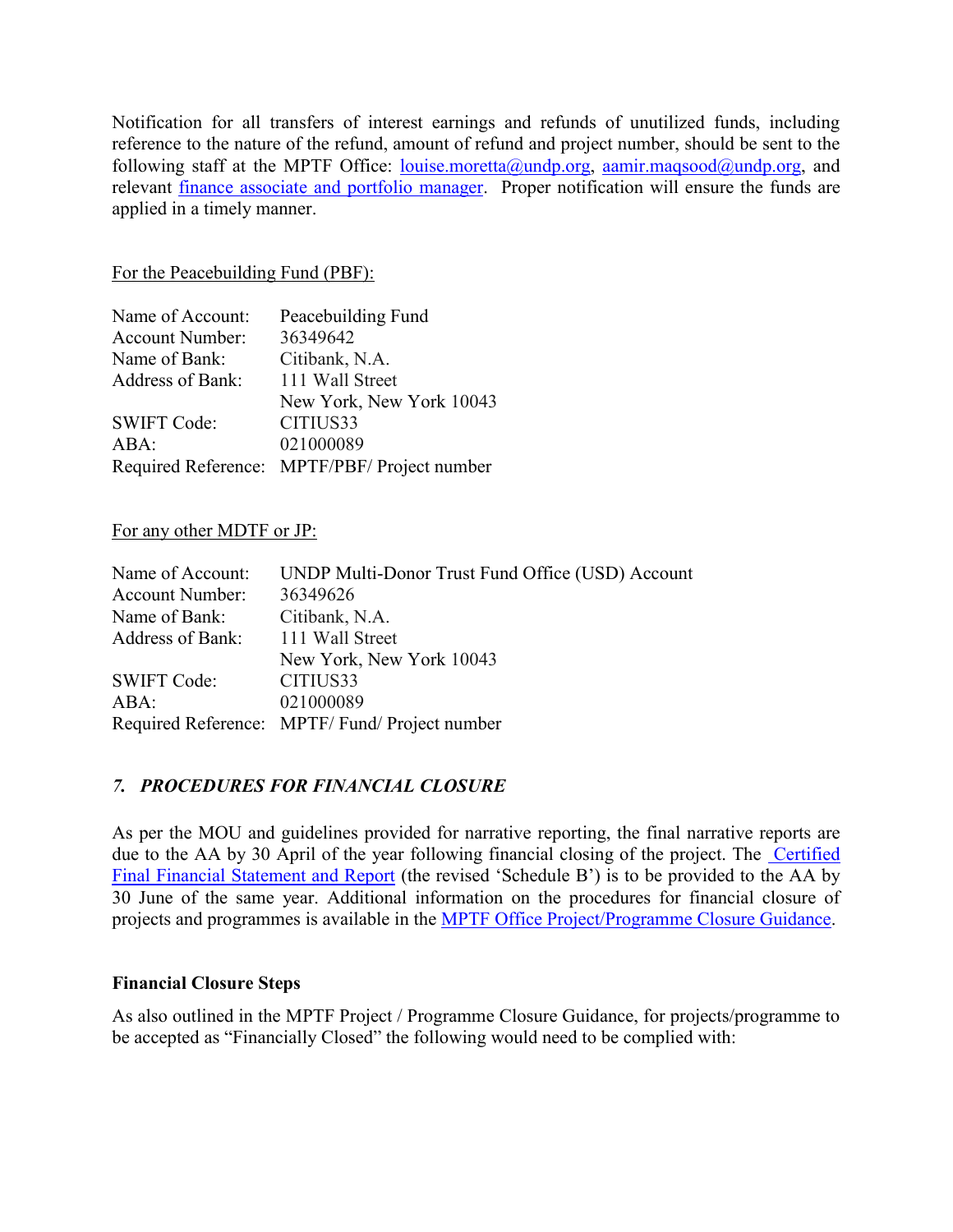Notification for all transfers of interest earnings and refunds of unutilized funds, including reference to the nature of the refund, amount of refund and project number, should be sent to the following staff at the MPTF Office: louise.moretta@undp.org, aamir.maqsood@undp.org, and relevant finance associate and portfolio manager. Proper notification will ensure the funds are applied in a timely manner.

For the Peacebuilding Fund (PBF):

| | |
|---|---|
| Name of Account: | Peacebuilding Fund |
| Account Number: | 36349642 |
| Name of Bank: | Citibank, N.A. |
| Address of Bank: | 111 Wall Street<br>New York, New York 10043 |
| SWIFT Code: | CITIUS33 |
| ABA: | 021000089 |
| Required Reference: | MPTF/PBF/ Project number |

For any other MDTF or JP:

| | |
|---|---|
| Name of Account: | UNDP Multi-Donor Trust Fund Office (USD) Account |
| Account Number: | 36349626 |
| Name of Bank: | Citibank, N.A. |
| Address of Bank: | 111 Wall Street<br>New York, New York 10043 |
| SWIFT Code: | CITIUS33 |
| ABA: | 021000089 |
| Required Reference: | MPTF/ Fund/ Project number |

### *7. PROCEDURES FOR FINANCIAL CLOSURE*

As per the MOU and guidelines provided for narrative reporting, the final narrative reports are due to the AA by 30 April of the year following financial closing of the project. The Certified Final Financial Statement and Report (the revised 'Schedule B') is to be provided to the AA by 30 June of the same year. Additional information on the procedures for financial closure of projects and programmes is available in the MPTF Office Project/Programme Closure Guidance.

**Financial Closure Steps**

As also outlined in the MPTF Project / Programme Closure Guidance, for projects/programme to be accepted as "Financially Closed" the following would need to be complied with: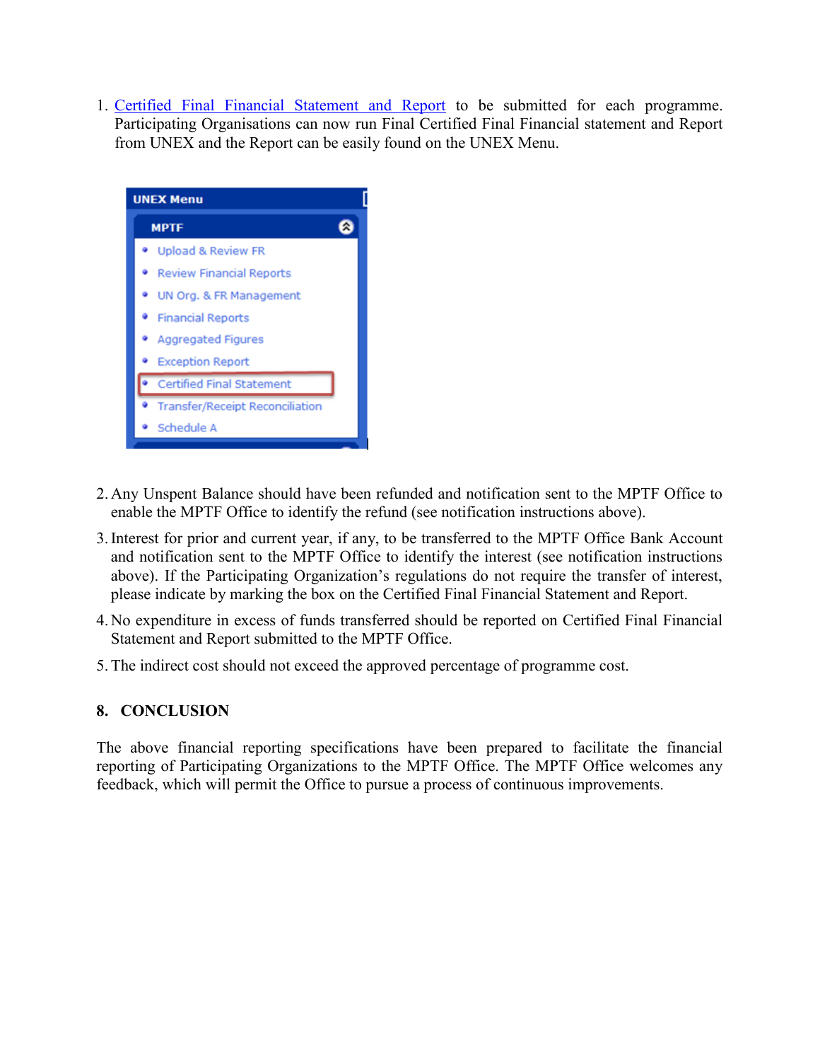1. Certified Final Financial Statement and Report to be submitted for each programme. Participating Organisations can now run Final Certified Final Financial statement and Report from UNEX and the Report can be easily found on the UNEX Menu.

UNEX Menu

MPTF

- Upload & Review FR
- Review Financial Reports
- UN Org. & FR Management
- Financial Reports
- Aggregated Figures
- Exception Report
- Certified Final Statement
- Transfer/Receipt Reconciliation
- Schedule A

2. Any Unspent Balance should have been refunded and notification sent to the MPTF Office to enable the MPTF Office to identify the refund (see notification instructions above).
3. Interest for prior and current year, if any, to be transferred to the MPTF Office Bank Account and notification sent to the MPTF Office to identify the interest (see notification instructions above). If the Participating Organization's regulations do not require the transfer of interest, please indicate by marking the box on the Certified Final Financial Statement and Report.
4. No expenditure in excess of funds transferred should be reported on Certified Final Financial Statement and Report submitted to the MPTF Office.
5. The indirect cost should not exceed the approved percentage of programme cost.

## 8. CONCLUSION

The above financial reporting specifications have been prepared to facilitate the financial reporting of Participating Organizations to the MPTF Office. The MPTF Office welcomes any feedback, which will permit the Office to pursue a process of continuous improvements.